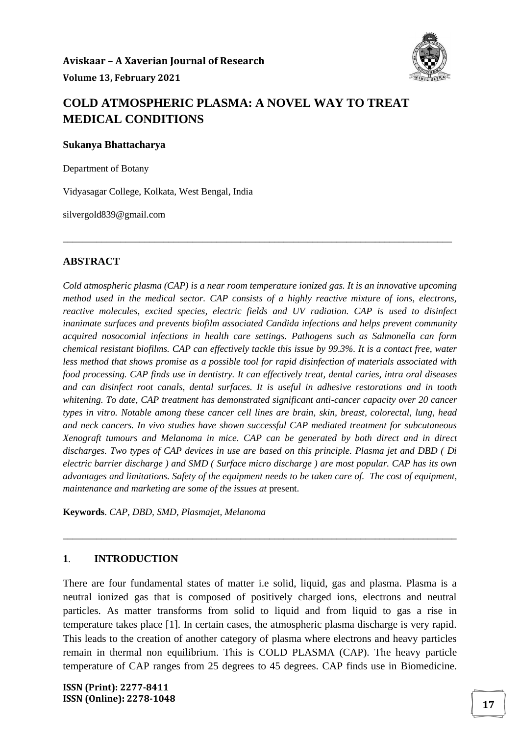# COLD ATMOSPHERIC PLASMA: A NOVEL WAY TO TREAT MEDICAL CONDITIONS

**Sukanya Bhattacharya**

Department of Botany

Vidyasagar College, Kolkata, West Bengal, India

silvergold839@gmail.com

---

## ABSTRACT

*Cold atmospheric plasma (CAP) is a near room temperature ionized gas. It is an innovative upcoming method used in the medical sector. CAP consists of a highly reactive mixture of ions, electrons, reactive molecules, excited species, electric fields and UV radiation. CAP is used to disinfect inanimate surfaces and prevents biofilm associated Candida infections and helps prevent community acquired nosocomial infections in health care settings. Pathogens such as Salmonella can form chemical resistant biofilms. CAP can effectively tackle this issue by 99.3%. It is a contact free, water less method that shows promise as a possible tool for rapid disinfection of materials associated with food processing. CAP finds use in dentistry. It can effectively treat, dental caries, intra oral diseases and can disinfect root canals, dental surfaces. It is useful in adhesive restorations and in tooth whitening. To date, CAP treatment has demonstrated significant anti-cancer capacity over 20 cancer types in vitro. Notable among these cancer cell lines are brain, skin, breast, colorectal, lung, head and neck cancers. In vivo studies have shown successful CAP mediated treatment for subcutaneous Xenograft tumours and Melanoma in mice. CAP can be generated by both direct and in direct discharges. Two types of CAP devices in use are based on this principle. Plasma jet and DBD ( Di electric barrier discharge ) and SMD ( Surface micro discharge ) are most popular. CAP has its own advantages and limitations. Safety of the equipment needs to be taken care of. The cost of equipment, maintenance and marketing are some of the issues at* present.

**Keywords**. *CAP, DBD, SMD, Plasmajet, Melanoma*

---

## 1. INTRODUCTION

There are four fundamental states of matter i.e solid, liquid, gas and plasma. Plasma is a neutral ionized gas that is composed of positively charged ions, electrons and neutral particles. As matter transforms from solid to liquid and from liquid to gas a rise in temperature takes place [1]. In certain cases, the atmospheric plasma discharge is very rapid. This leads to the creation of another category of plasma where electrons and heavy particles remain in thermal non equilibrium. This is COLD PLASMA (CAP). The heavy particle temperature of CAP ranges from 25 degrees to 45 degrees. CAP finds use in Biomedicine.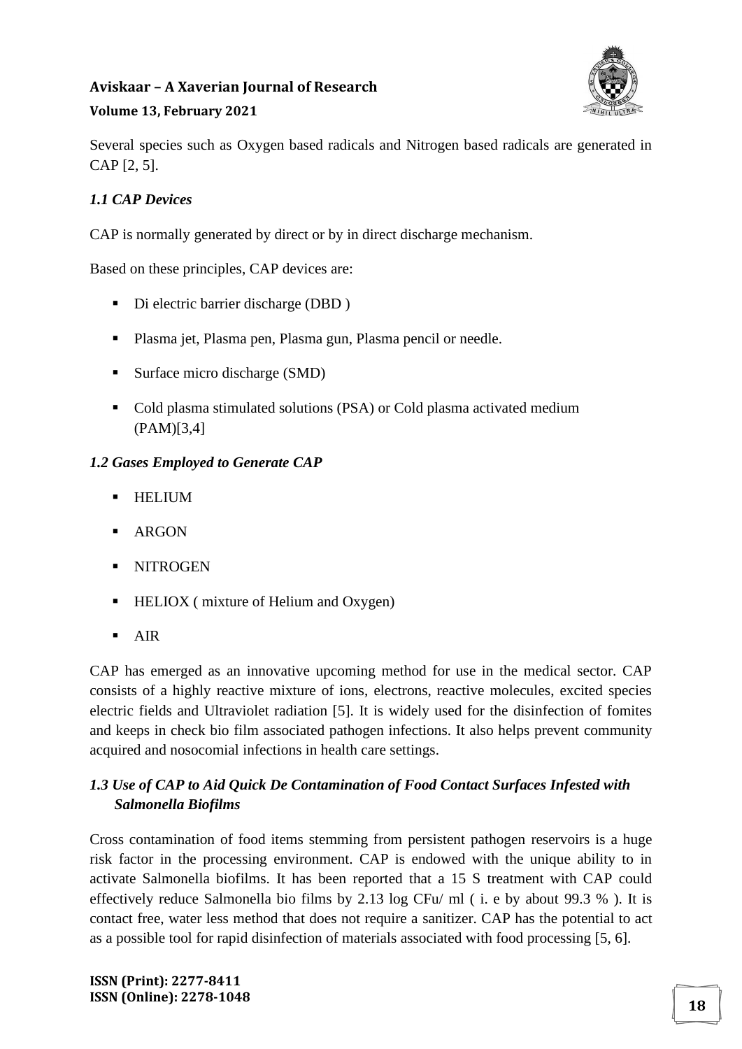Several species such as Oxygen based radicals and Nitrogen based radicals are generated in CAP [2, 5].

### *1.1 CAP Devices*

CAP is normally generated by direct or by in direct discharge mechanism.

Based on these principles, CAP devices are:

- Di electric barrier discharge (DBD )
- Plasma jet, Plasma pen, Plasma gun, Plasma pencil or needle.
- Surface micro discharge (SMD)
- Cold plasma stimulated solutions (PSA) or Cold plasma activated medium (PAM)[3,4]

### *1.2 Gases Employed to Generate CAP*

- HELIUM
- ARGON
- NITROGEN
- HELIOX ( mixture of Helium and Oxygen)
- AIR

CAP has emerged as an innovative upcoming method for use in the medical sector. CAP consists of a highly reactive mixture of ions, electrons, reactive molecules, excited species electric fields and Ultraviolet radiation [5]. It is widely used for the disinfection of fomites and keeps in check bio film associated pathogen infections. It also helps prevent community acquired and nosocomial infections in health care settings.

### *1.3 Use of CAP to Aid Quick De Contamination of Food Contact Surfaces Infested with Salmonella Biofilms*

Cross contamination of food items stemming from persistent pathogen reservoirs is a huge risk factor in the processing environment. CAP is endowed with the unique ability to in activate Salmonella biofilms. It has been reported that a 15 S treatment with CAP could effectively reduce Salmonella bio films by 2.13 log CFu/ ml ( i. e by about 99.3 % ). It is contact free, water less method that does not require a sanitizer. CAP has the potential to act as a possible tool for rapid disinfection of materials associated with food processing [5, 6].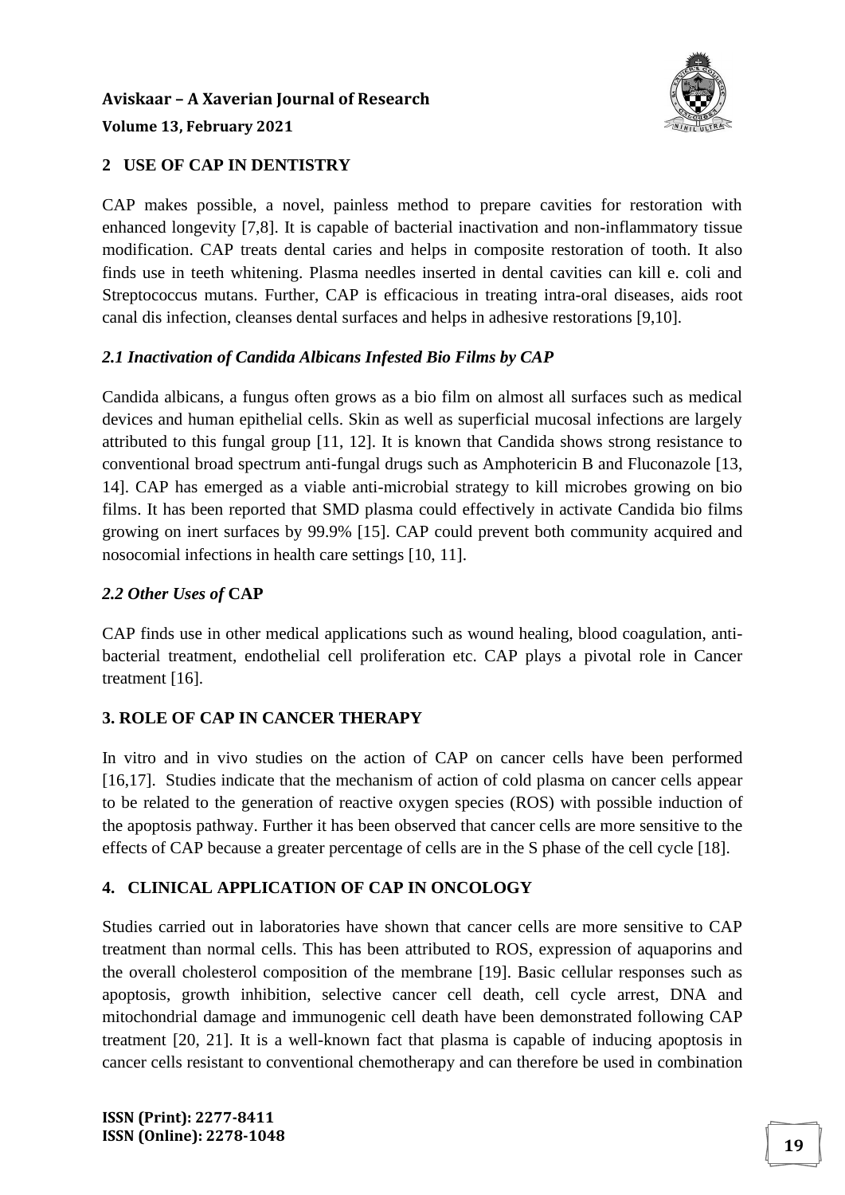## 2 USE OF CAP IN DENTISTRY

CAP makes possible, a novel, painless method to prepare cavities for restoration with enhanced longevity [7,8]. It is capable of bacterial inactivation and non-inflammatory tissue modification. CAP treats dental caries and helps in composite restoration of tooth. It also finds use in teeth whitening. Plasma needles inserted in dental cavities can kill e. coli and Streptococcus mutans. Further, CAP is efficacious in treating intra-oral diseases, aids root canal dis infection, cleanses dental surfaces and helps in adhesive restorations [9,10].

### *2.1 Inactivation of Candida Albicans Infested Bio Films by CAP*

Candida albicans, a fungus often grows as a bio film on almost all surfaces such as medical devices and human epithelial cells. Skin as well as superficial mucosal infections are largely attributed to this fungal group [11, 12]. It is known that Candida shows strong resistance to conventional broad spectrum anti-fungal drugs such as Amphotericin B and Fluconazole [13, 14]. CAP has emerged as a viable anti-microbial strategy to kill microbes growing on bio films. It has been reported that SMD plasma could effectively in activate Candida bio films growing on inert surfaces by 99.9% [15]. CAP could prevent both community acquired and nosocomial infections in health care settings [10, 11].

### *2.2 Other Uses of* CAP

CAP finds use in other medical applications such as wound healing, blood coagulation, anti-bacterial treatment, endothelial cell proliferation etc. CAP plays a pivotal role in Cancer treatment [16].

## 3. ROLE OF CAP IN CANCER THERAPY

In vitro and in vivo studies on the action of CAP on cancer cells have been performed [16,17]. Studies indicate that the mechanism of action of cold plasma on cancer cells appear to be related to the generation of reactive oxygen species (ROS) with possible induction of the apoptosis pathway. Further it has been observed that cancer cells are more sensitive to the effects of CAP because a greater percentage of cells are in the S phase of the cell cycle [18].

## 4. CLINICAL APPLICATION OF CAP IN ONCOLOGY

Studies carried out in laboratories have shown that cancer cells are more sensitive to CAP treatment than normal cells. This has been attributed to ROS, expression of aquaporins and the overall cholesterol composition of the membrane [19]. Basic cellular responses such as apoptosis, growth inhibition, selective cancer cell death, cell cycle arrest, DNA and mitochondrial damage and immunogenic cell death have been demonstrated following CAP treatment [20, 21]. It is a well-known fact that plasma is capable of inducing apoptosis in cancer cells resistant to conventional chemotherapy and can therefore be used in combination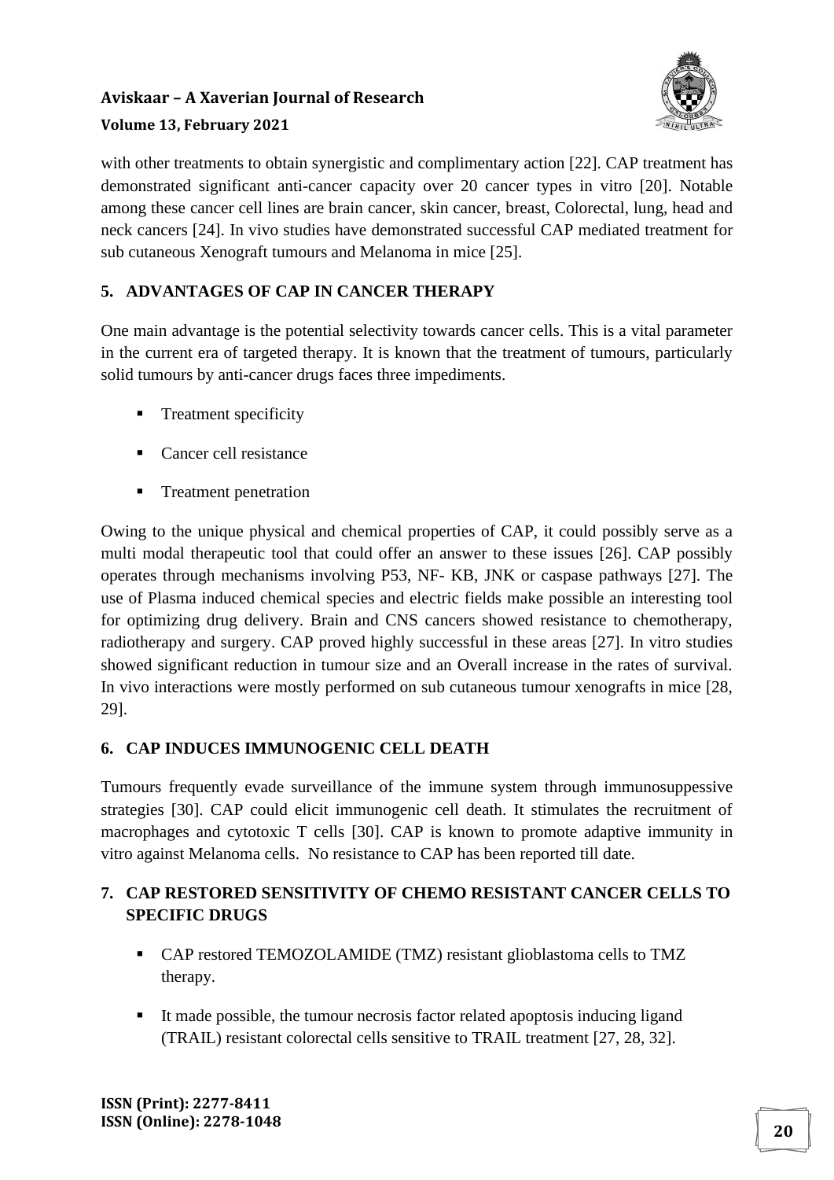with other treatments to obtain synergistic and complimentary action [22]. CAP treatment has demonstrated significant anti-cancer capacity over 20 cancer types in vitro [20]. Notable among these cancer cell lines are brain cancer, skin cancer, breast, Colorectal, lung, head and neck cancers [24]. In vivo studies have demonstrated successful CAP mediated treatment for sub cutaneous Xenograft tumours and Melanoma in mice [25].

## 5. ADVANTAGES OF CAP IN CANCER THERAPY

One main advantage is the potential selectivity towards cancer cells. This is a vital parameter in the current era of targeted therapy. It is known that the treatment of tumours, particularly solid tumours by anti-cancer drugs faces three impediments.

- Treatment specificity
- Cancer cell resistance
- Treatment penetration

Owing to the unique physical and chemical properties of CAP, it could possibly serve as a multi modal therapeutic tool that could offer an answer to these issues [26]. CAP possibly operates through mechanisms involving P53, NF- KB, JNK or caspase pathways [27]. The use of Plasma induced chemical species and electric fields make possible an interesting tool for optimizing drug delivery. Brain and CNS cancers showed resistance to chemotherapy, radiotherapy and surgery. CAP proved highly successful in these areas [27]. In vitro studies showed significant reduction in tumour size and an Overall increase in the rates of survival. In vivo interactions were mostly performed on sub cutaneous tumour xenografts in mice [28, 29].

## 6. CAP INDUCES IMMUNOGENIC CELL DEATH

Tumours frequently evade surveillance of the immune system through immunosuppessive strategies [30]. CAP could elicit immunogenic cell death. It stimulates the recruitment of macrophages and cytotoxic T cells [30]. CAP is known to promote adaptive immunity in vitro against Melanoma cells. No resistance to CAP has been reported till date.

## 7. CAP RESTORED SENSITIVITY OF CHEMO RESISTANT CANCER CELLS TO SPECIFIC DRUGS

- CAP restored TEMOZOLAMIDE (TMZ) resistant glioblastoma cells to TMZ therapy.
- It made possible, the tumour necrosis factor related apoptosis inducing ligand (TRAIL) resistant colorectal cells sensitive to TRAIL treatment [27, 28, 32].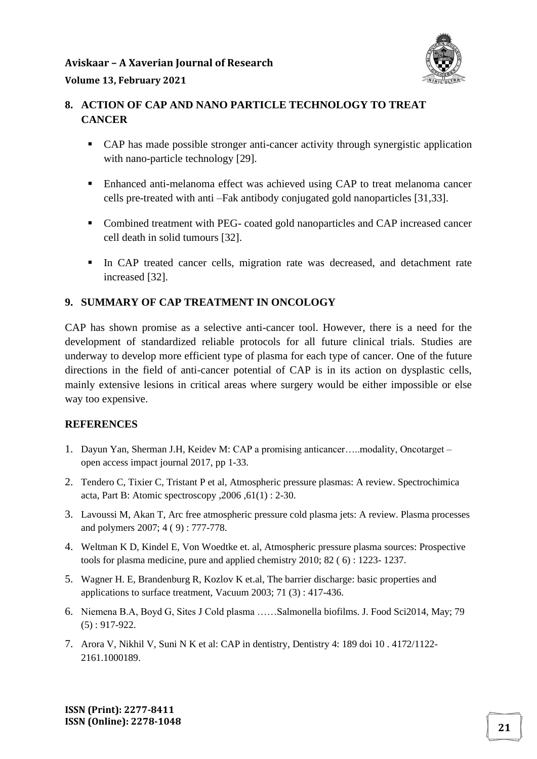## 8. ACTION OF CAP AND NANO PARTICLE TECHNOLOGY TO TREAT CANCER

- CAP has made possible stronger anti-cancer activity through synergistic application with nano-particle technology [29].
- Enhanced anti-melanoma effect was achieved using CAP to treat melanoma cancer cells pre-treated with anti –Fak antibody conjugated gold nanoparticles [31,33].
- Combined treatment with PEG- coated gold nanoparticles and CAP increased cancer cell death in solid tumours [32].
- In CAP treated cancer cells, migration rate was decreased, and detachment rate increased [32].

## 9. SUMMARY OF CAP TREATMENT IN ONCOLOGY

CAP has shown promise as a selective anti-cancer tool. However, there is a need for the development of standardized reliable protocols for all future clinical trials. Studies are underway to develop more efficient type of plasma for each type of cancer. One of the future directions in the field of anti-cancer potential of CAP is in its action on dysplastic cells, mainly extensive lesions in critical areas where surgery would be either impossible or else way too expensive.

## REFERENCES

1. Dayun Yan, Sherman J.H, Keidev M: CAP a promising anticancer…..modality, Oncotarget – open access impact journal 2017, pp 1-33.
2. Tendero C, Tixier C, Tristant P et al, Atmospheric pressure plasmas: A review. Spectrochimica acta, Part B: Atomic spectroscopy ,2006 ,61(1) : 2-30.
3. Lavoussi M, Akan T, Arc free atmospheric pressure cold plasma jets: A review. Plasma processes and polymers 2007; 4 ( 9) : 777-778.
4. Weltman K D, Kindel E, Von Woedtke et. al, Atmospheric pressure plasma sources: Prospective tools for plasma medicine, pure and applied chemistry 2010; 82 ( 6) : 1223- 1237.
5. Wagner H. E, Brandenburg R, Kozlov K et.al, The barrier discharge: basic properties and applications to surface treatment, Vacuum 2003; 71 (3) : 417-436.
6. Niemena B.A, Boyd G, Sites J Cold plasma ……Salmonella biofilms. J. Food Sci2014, May; 79 (5) : 917-922.
7. Arora V, Nikhil V, Suni N K et al: CAP in dentistry, Dentistry 4: 189 doi 10 . 4172/1122-2161.1000189.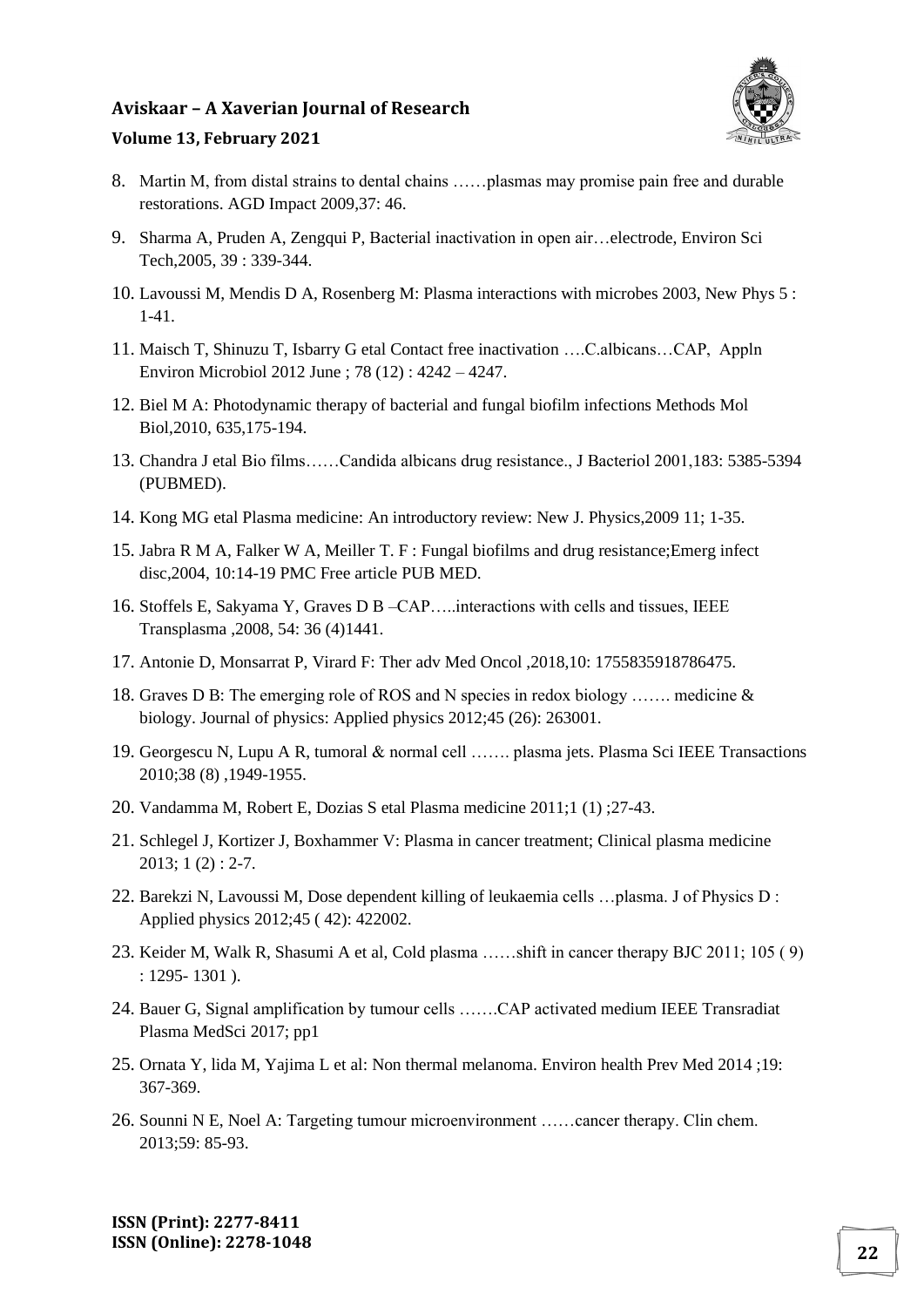8. Martin M, from distal strains to dental chains ……plasmas may promise pain free and durable restorations. AGD Impact 2009,37: 46.
9. Sharma A, Pruden A, Zengqui P, Bacterial inactivation in open air…electrode, Environ Sci Tech,2005, 39 : 339-344.
10. Lavoussi M, Mendis D A, Rosenberg M: Plasma interactions with microbes 2003, New Phys 5 : 1-41.
11. Maisch T, Shinuzu T, Isbarry G etal Contact free inactivation ….C.albicans…CAP, Appln Environ Microbiol 2012 June ; 78 (12) : 4242 – 4247.
12. Biel M A: Photodynamic therapy of bacterial and fungal biofilm infections Methods Mol Biol,2010, 635,175-194.
13. Chandra J etal Bio films……Candida albicans drug resistance., J Bacteriol 2001,183: 5385-5394 (PUBMED).
14. Kong MG etal Plasma medicine: An introductory review: New J. Physics,2009 11; 1-35.
15. Jabra R M A, Falker W A, Meiller T. F : Fungal biofilms and drug resistance;Emerg infect disc,2004, 10:14-19 PMC Free article PUB MED.
16. Stoffels E, Sakyama Y, Graves D B –CAP…..interactions with cells and tissues, IEEE Transplasma ,2008, 54: 36 (4)1441.
17. Antonie D, Monsarrat P, Virard F: Ther adv Med Oncol ,2018,10: 1755835918786475.
18. Graves D B: The emerging role of ROS and N species in redox biology ……. medicine & biology. Journal of physics: Applied physics 2012;45 (26): 263001.
19. Georgescu N, Lupu A R, tumoral & normal cell ……. plasma jets. Plasma Sci IEEE Transactions 2010;38 (8) ,1949-1955.
20. Vandamma M, Robert E, Dozias S etal Plasma medicine 2011;1 (1) ;27-43.
21. Schlegel J, Kortizer J, Boxhammer V: Plasma in cancer treatment; Clinical plasma medicine 2013; 1 (2) : 2-7.
22. Barekzi N, Lavoussi M, Dose dependent killing of leukaemia cells …plasma. J of Physics D : Applied physics 2012;45 ( 42): 422002.
23. Keider M, Walk R, Shasumi A et al, Cold plasma ……shift in cancer therapy BJC 2011; 105 ( 9) : 1295- 1301 ).
24. Bauer G, Signal amplification by tumour cells …….CAP activated medium IEEE Transradiat Plasma MedSci 2017; pp1
25. Ornata Y, lida M, Yajima L et al: Non thermal melanoma. Environ health Prev Med 2014 ;19: 367-369.
26. Sounni N E, Noel A: Targeting tumour microenvironment ……cancer therapy. Clin chem. 2013;59: 85-93.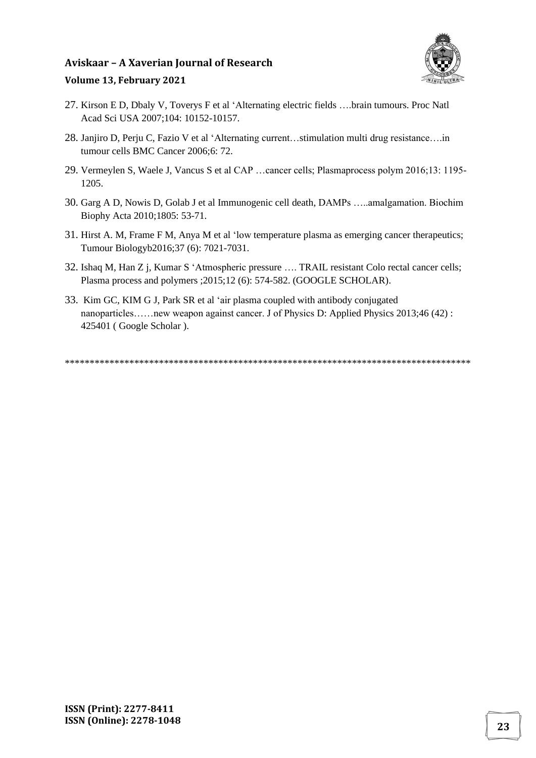27. Kirson E D, Dbaly V, Toverys F et al 'Alternating electric fields ….brain tumours. Proc Natl Acad Sci USA 2007;104: 10152-10157.

28. Janjiro D, Perju C, Fazio V et al 'Alternating current…stimulation multi drug resistance….in tumour cells BMC Cancer 2006;6: 72.

29. Vermeylen S, Waele J, Vancus S et al CAP …cancer cells; Plasmaprocess polym 2016;13: 1195-1205.

30. Garg A D, Nowis D, Golab J et al Immunogenic cell death, DAMPs …..amalgamation. Biochim Biophy Acta 2010;1805: 53-71.

31. Hirst A. M, Frame F M, Anya M et al 'low temperature plasma as emerging cancer therapeutics; Tumour Biologyb2016;37 (6): 7021-7031.

32. Ishaq M, Han Z j, Kumar S 'Atmospheric pressure …. TRAIL resistant Colo rectal cancer cells; Plasma process and polymers ;2015;12 (6): 574-582. (GOOGLE SCHOLAR).

33. Kim GC, KIM G J, Park SR et al 'air plasma coupled with antibody conjugated nanoparticles……new weapon against cancer. J of Physics D: Applied Physics 2013;46 (42) : 425401 ( Google Scholar ).

\*\*\*\*\*\*\*\*\*\*\*\*\*\*\*\*\*\*\*\*\*\*\*\*\*\*\*\*\*\*\*\*\*\*\*\*\*\*\*\*\*\*\*\*\*\*\*\*\*\*\*\*\*\*\*\*\*\*\*\*\*\*\*\*\*\*\*\*\*\*\*\*\*\*\*\*\*\*\*\*\*\*